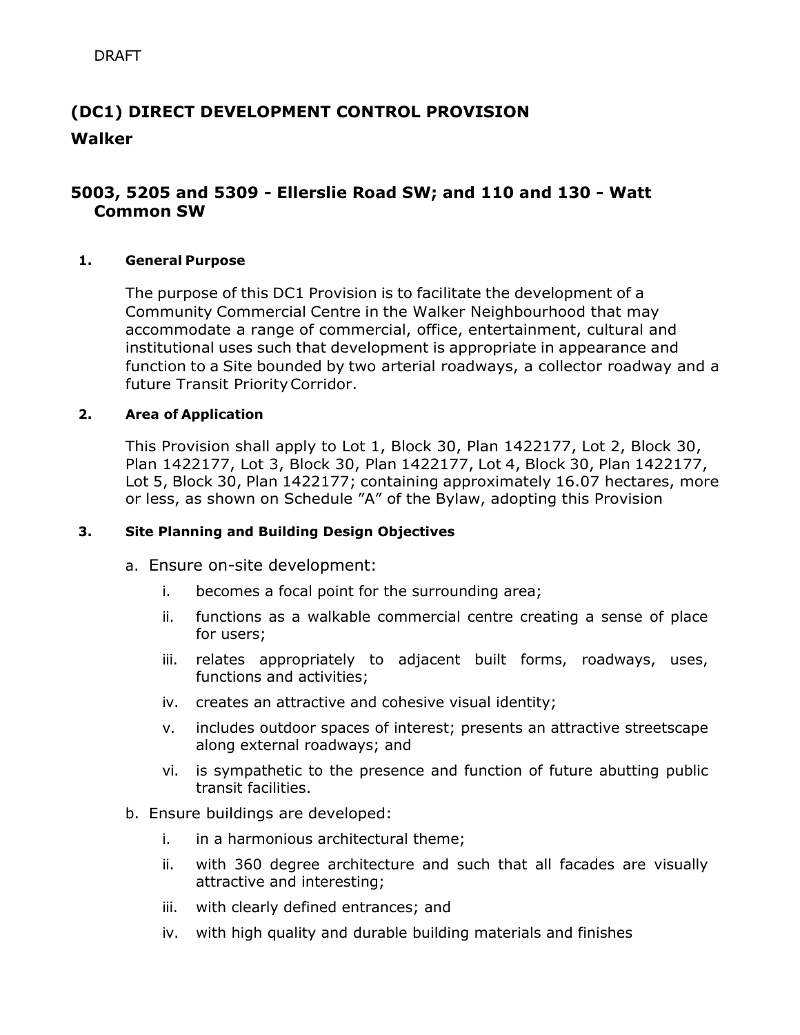DRAFT

# (DC1) DIRECT DEVELOPMENT CONTROL PROVISION

# Walker

## 5003, 5205 and 5309 - Ellerslie Road SW; and 110 and 130 - Watt Common SW

### 1. General Purpose

The purpose of this DC1 Provision is to facilitate the development of a Community Commercial Centre in the Walker Neighbourhood that may accommodate a range of commercial, office, entertainment, cultural and institutional uses such that development is appropriate in appearance and function to a Site bounded by two arterial roadways, a collector roadway and a future Transit Priority Corridor.

### 2. Area of Application

This Provision shall apply to Lot 1, Block 30, Plan 1422177, Lot 2, Block 30, Plan 1422177, Lot 3, Block 30, Plan 1422177, Lot 4, Block 30, Plan 1422177, Lot 5, Block 30, Plan 1422177; containing approximately 16.07 hectares, more or less, as shown on Schedule "A" of the Bylaw, adopting this Provision

### 3. Site Planning and Building Design Objectives

a. Ensure on-site development:

   i. becomes a focal point for the surrounding area;

   ii. functions as a walkable commercial centre creating a sense of place for users;

   iii. relates appropriately to adjacent built forms, roadways, uses, functions and activities;

   iv. creates an attractive and cohesive visual identity;

   v. includes outdoor spaces of interest; presents an attractive streetscape along external roadways; and

   vi. is sympathetic to the presence and function of future abutting public transit facilities.

b. Ensure buildings are developed:

   i. in a harmonious architectural theme;

   ii. with 360 degree architecture and such that all facades are visually attractive and interesting;

   iii. with clearly defined entrances; and

   iv. with high quality and durable building materials and finishes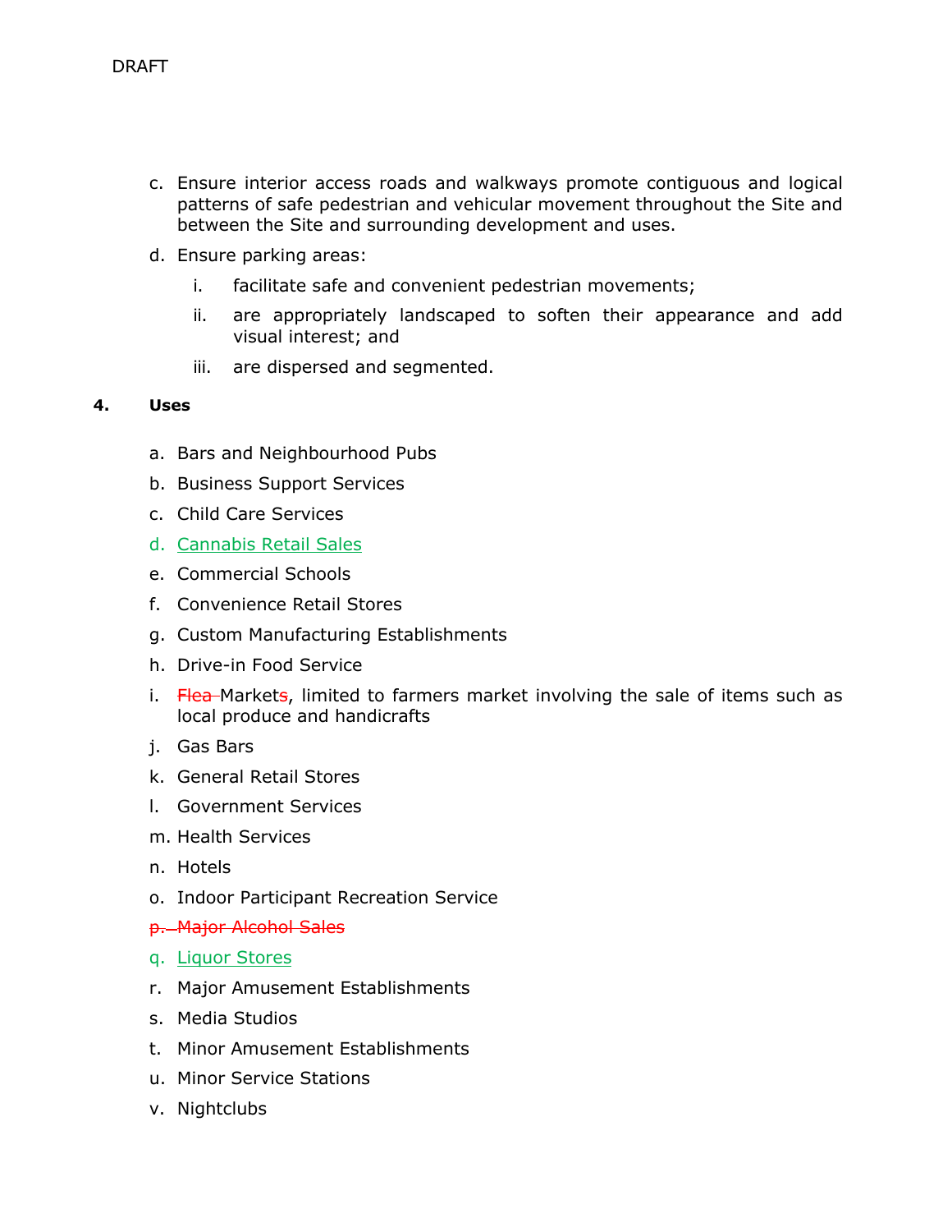c. Ensure interior access roads and walkways promote contiguous and logical patterns of safe pedestrian and vehicular movement throughout the Site and between the Site and surrounding development and uses.

d. Ensure parking areas:

   i. facilitate safe and convenient pedestrian movements;

   ii. are appropriately landscaped to soften their appearance and add visual interest; and

   iii. are dispersed and segmented.

**4. Uses**

a. Bars and Neighbourhood Pubs

b. Business Support Services

c. Child Care Services

d. Cannabis Retail Sales

e. Commercial Schools

f. Convenience Retail Stores

g. Custom Manufacturing Establishments

h. Drive-in Food Service

i. ~~Flea~~ Market~~s~~, limited to farmers market involving the sale of items such as local produce and handicrafts

j. Gas Bars

k. General Retail Stores

l. Government Services

m. Health Services

n. Hotels

o. Indoor Participant Recreation Service

~~p. Major Alcohol Sales~~

q. Liquor Stores

r. Major Amusement Establishments

s. Media Studios

t. Minor Amusement Establishments

u. Minor Service Stations

v. Nightclubs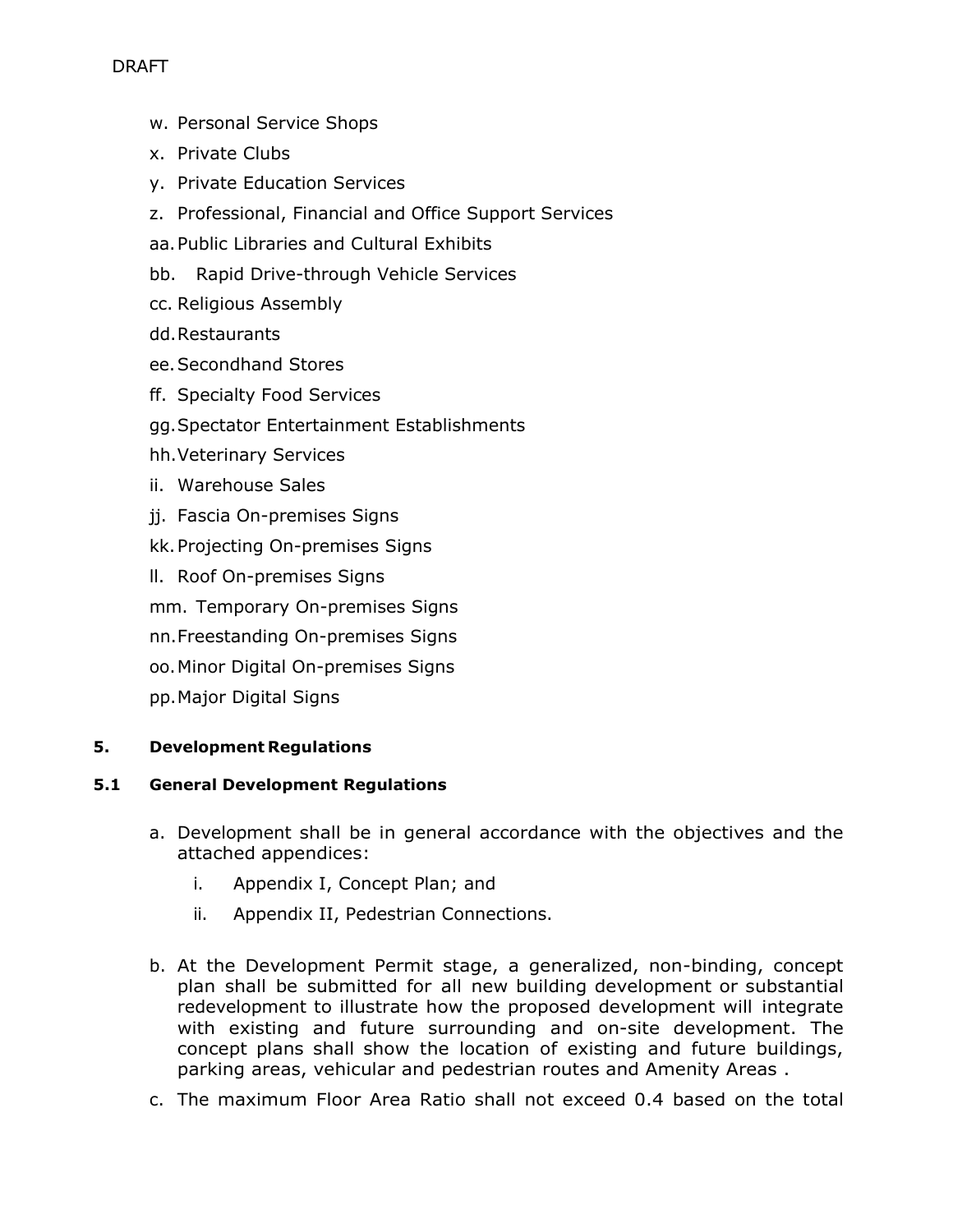DRAFT

w. Personal Service Shops
x. Private Clubs
y. Private Education Services
z. Professional, Financial and Office Support Services
aa. Public Libraries and Cultural Exhibits
bb. Rapid Drive-through Vehicle Services
cc. Religious Assembly
dd. Restaurants
ee. Secondhand Stores
ff. Specialty Food Services
gg. Spectator Entertainment Establishments
hh. Veterinary Services
ii. Warehouse Sales
jj. Fascia On-premises Signs
kk. Projecting On-premises Signs
ll. Roof On-premises Signs
mm. Temporary On-premises Signs
nn. Freestanding On-premises Signs
oo. Minor Digital On-premises Signs
pp. Major Digital Signs

**5. Development Regulations**

**5.1 General Development Regulations**

a. Development shall be in general accordance with the objectives and the attached appendices:

   i. Appendix I, Concept Plan; and

   ii. Appendix II, Pedestrian Connections.

b. At the Development Permit stage, a generalized, non-binding, concept plan shall be submitted for all new building development or substantial redevelopment to illustrate how the proposed development will integrate with existing and future surrounding and on-site development. The concept plans shall show the location of existing and future buildings, parking areas, vehicular and pedestrian routes and Amenity Areas .

c. The maximum Floor Area Ratio shall not exceed 0.4 based on the total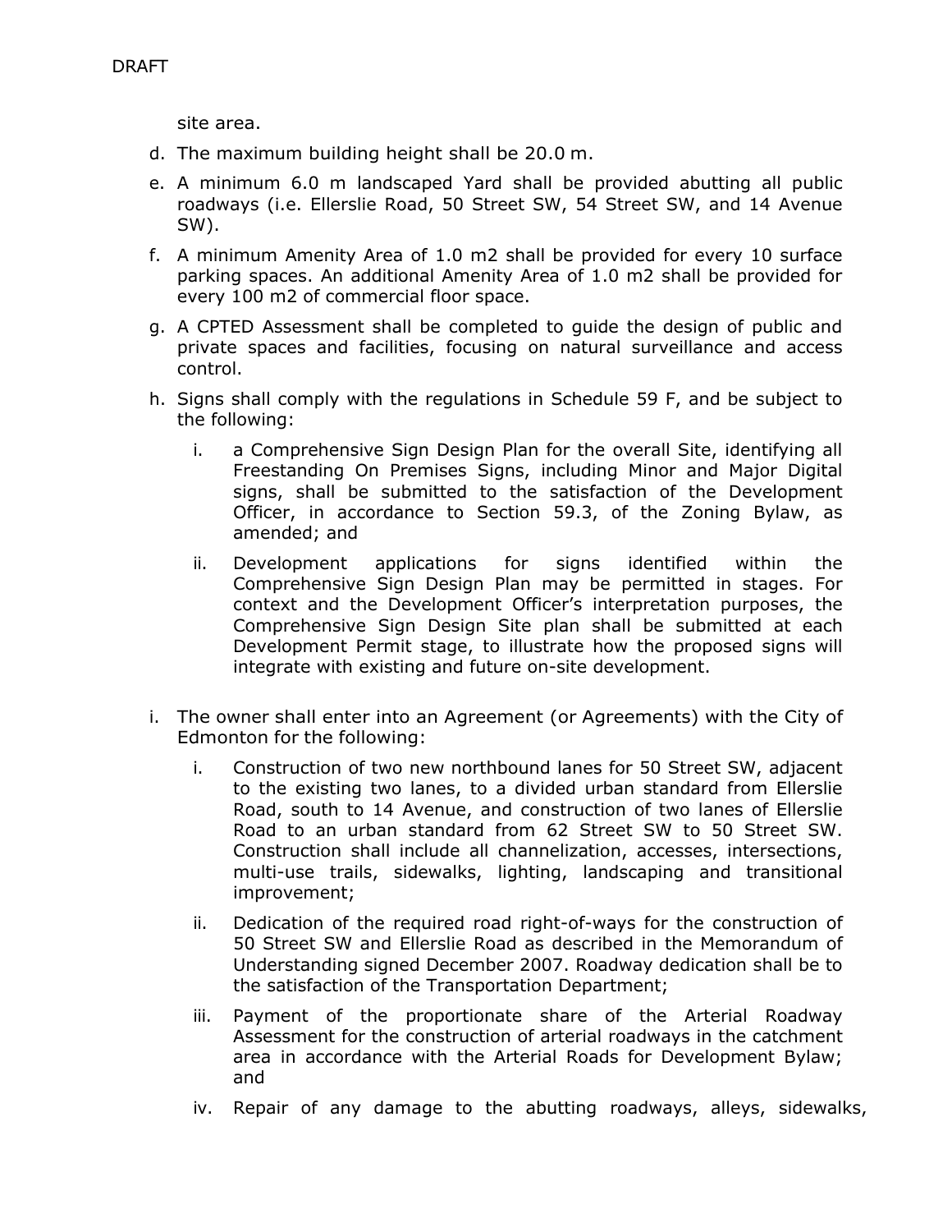site area.

d. The maximum building height shall be 20.0 m.

e. A minimum 6.0 m landscaped Yard shall be provided abutting all public roadways (i.e. Ellerslie Road, 50 Street SW, 54 Street SW, and 14 Avenue SW).

f. A minimum Amenity Area of 1.0 m2 shall be provided for every 10 surface parking spaces. An additional Amenity Area of 1.0 m2 shall be provided for every 100 m2 of commercial floor space.

g. A CPTED Assessment shall be completed to guide the design of public and private spaces and facilities, focusing on natural surveillance and access control.

h. Signs shall comply with the regulations in Schedule 59 F, and be subject to the following:

   i. a Comprehensive Sign Design Plan for the overall Site, identifying all Freestanding On Premises Signs, including Minor and Major Digital signs, shall be submitted to the satisfaction of the Development Officer, in accordance to Section 59.3, of the Zoning Bylaw, as amended; and

   ii. Development applications for signs identified within the Comprehensive Sign Design Plan may be permitted in stages. For context and the Development Officer's interpretation purposes, the Comprehensive Sign Design Site plan shall be submitted at each Development Permit stage, to illustrate how the proposed signs will integrate with existing and future on-site development.

i. The owner shall enter into an Agreement (or Agreements) with the City of Edmonton for the following:

   i. Construction of two new northbound lanes for 50 Street SW, adjacent to the existing two lanes, to a divided urban standard from Ellerslie Road, south to 14 Avenue, and construction of two lanes of Ellerslie Road to an urban standard from 62 Street SW to 50 Street SW. Construction shall include all channelization, accesses, intersections, multi-use trails, sidewalks, lighting, landscaping and transitional improvement;

   ii. Dedication of the required road right-of-ways for the construction of 50 Street SW and Ellerslie Road as described in the Memorandum of Understanding signed December 2007. Roadway dedication shall be to the satisfaction of the Transportation Department;

   iii. Payment of the proportionate share of the Arterial Roadway Assessment for the construction of arterial roadways in the catchment area in accordance with the Arterial Roads for Development Bylaw; and

   iv. Repair of any damage to the abutting roadways, alleys, sidewalks,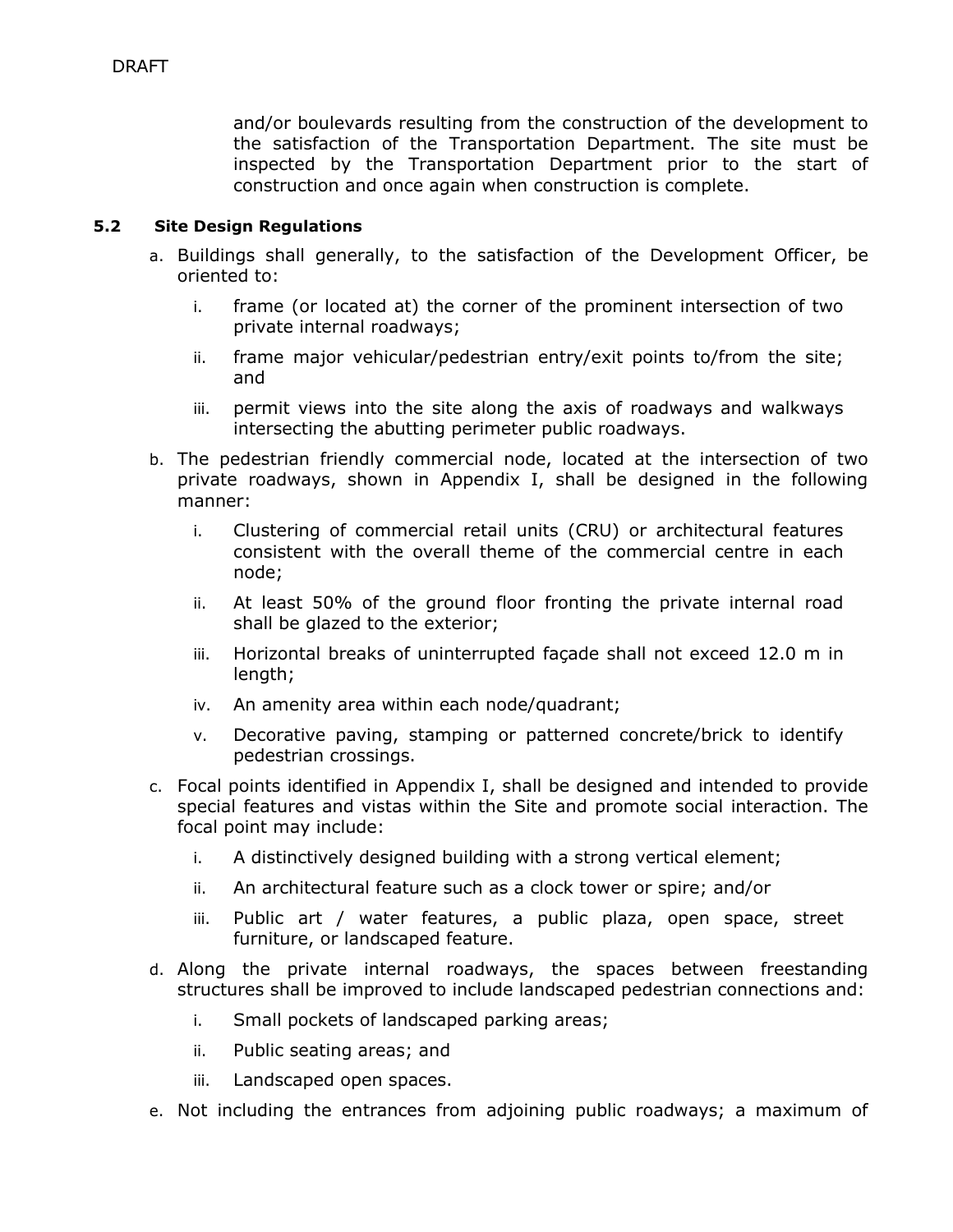and/or boulevards resulting from the construction of the development to the satisfaction of the Transportation Department. The site must be inspected by the Transportation Department prior to the start of construction and once again when construction is complete.

### 5.2 Site Design Regulations

a. Buildings shall generally, to the satisfaction of the Development Officer, be oriented to:

   i. frame (or located at) the corner of the prominent intersection of two private internal roadways;

   ii. frame major vehicular/pedestrian entry/exit points to/from the site; and

   iii. permit views into the site along the axis of roadways and walkways intersecting the abutting perimeter public roadways.

b. The pedestrian friendly commercial node, located at the intersection of two private roadways, shown in Appendix I, shall be designed in the following manner:

   i. Clustering of commercial retail units (CRU) or architectural features consistent with the overall theme of the commercial centre in each node;

   ii. At least 50% of the ground floor fronting the private internal road shall be glazed to the exterior;

   iii. Horizontal breaks of uninterrupted façade shall not exceed 12.0 m in length;

   iv. An amenity area within each node/quadrant;

   v. Decorative paving, stamping or patterned concrete/brick to identify pedestrian crossings.

c. Focal points identified in Appendix I, shall be designed and intended to provide special features and vistas within the Site and promote social interaction. The focal point may include:

   i. A distinctively designed building with a strong vertical element;

   ii. An architectural feature such as a clock tower or spire; and/or

   iii. Public art / water features, a public plaza, open space, street furniture, or landscaped feature.

d. Along the private internal roadways, the spaces between freestanding structures shall be improved to include landscaped pedestrian connections and:

   i. Small pockets of landscaped parking areas;

   ii. Public seating areas; and

   iii. Landscaped open spaces.

e. Not including the entrances from adjoining public roadways; a maximum of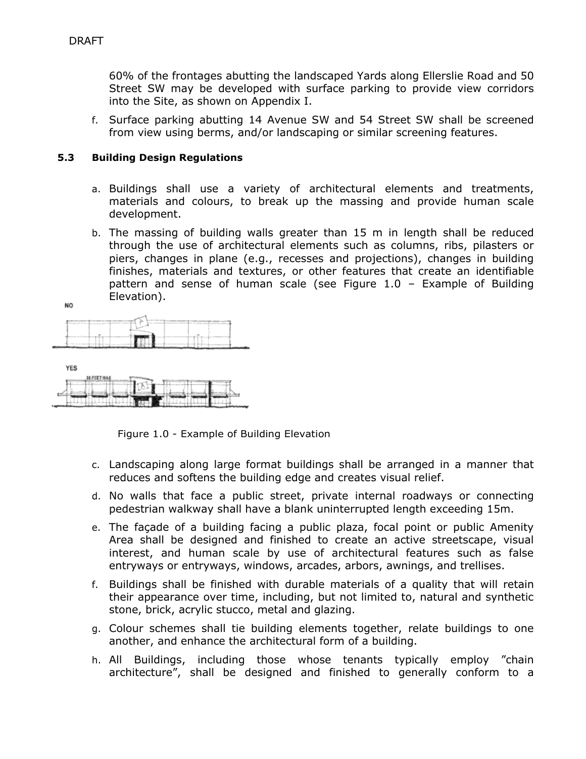60% of the frontages abutting the landscaped Yards along Ellerslie Road and 50 Street SW may be developed with surface parking to provide view corridors into the Site, as shown on Appendix I.

f. Surface parking abutting 14 Avenue SW and 54 Street SW shall be screened from view using berms, and/or landscaping or similar screening features.

### 5.3 Building Design Regulations

a. Buildings shall use a variety of architectural elements and treatments, materials and colours, to break up the massing and provide human scale development.

b. The massing of building walls greater than 15 m in length shall be reduced through the use of architectural elements such as columns, ribs, pilasters or piers, changes in plane (e.g., recesses and projections), changes in building finishes, materials and textures, or other features that create an identifiable pattern and sense of human scale (see Figure 1.0 – Example of Building Elevation).

Figure 1.0 - Example of Building Elevation

c. Landscaping along large format buildings shall be arranged in a manner that reduces and softens the building edge and creates visual relief.

d. No walls that face a public street, private internal roadways or connecting pedestrian walkway shall have a blank uninterrupted length exceeding 15m.

e. The façade of a building facing a public plaza, focal point or public Amenity Area shall be designed and finished to create an active streetscape, visual interest, and human scale by use of architectural features such as false entryways or entryways, windows, arcades, arbors, awnings, and trellises.

f. Buildings shall be finished with durable materials of a quality that will retain their appearance over time, including, but not limited to, natural and synthetic stone, brick, acrylic stucco, metal and glazing.

g. Colour schemes shall tie building elements together, relate buildings to one another, and enhance the architectural form of a building.

h. All Buildings, including those whose tenants typically employ "chain architecture", shall be designed and finished to generally conform to a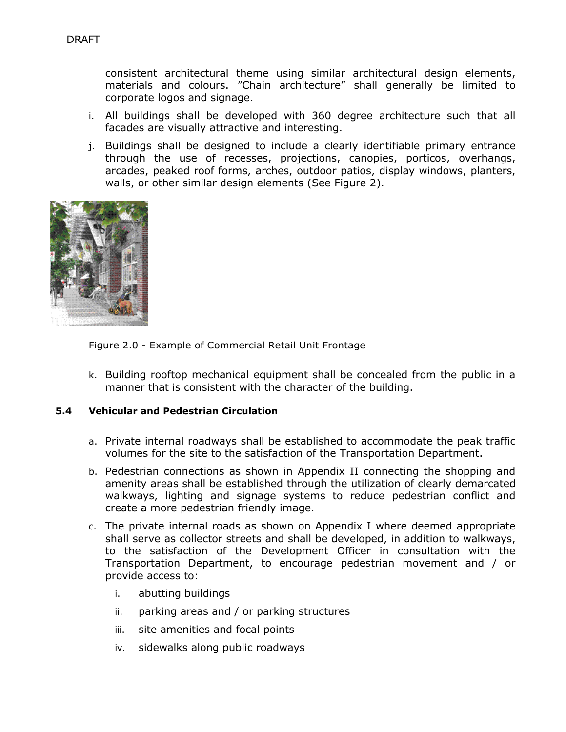consistent architectural theme using similar architectural design elements, materials and colours. "Chain architecture" shall generally be limited to corporate logos and signage.

i. All buildings shall be developed with 360 degree architecture such that all facades are visually attractive and interesting.

j. Buildings shall be designed to include a clearly identifiable primary entrance through the use of recesses, projections, canopies, porticos, overhangs, arcades, peaked roof forms, arches, outdoor patios, display windows, planters, walls, or other similar design elements (See Figure 2).

Figure 2.0 - Example of Commercial Retail Unit Frontage

k. Building rooftop mechanical equipment shall be concealed from the public in a manner that is consistent with the character of the building.

### 5.4 Vehicular and Pedestrian Circulation

a. Private internal roadways shall be established to accommodate the peak traffic volumes for the site to the satisfaction of the Transportation Department.

b. Pedestrian connections as shown in Appendix II connecting the shopping and amenity areas shall be established through the utilization of clearly demarcated walkways, lighting and signage systems to reduce pedestrian conflict and create a more pedestrian friendly image.

c. The private internal roads as shown on Appendix I where deemed appropriate shall serve as collector streets and shall be developed, in addition to walkways, to the satisfaction of the Development Officer in consultation with the Transportation Department, to encourage pedestrian movement and / or provide access to:

   i. abutting buildings

   ii. parking areas and / or parking structures

   iii. site amenities and focal points

   iv. sidewalks along public roadways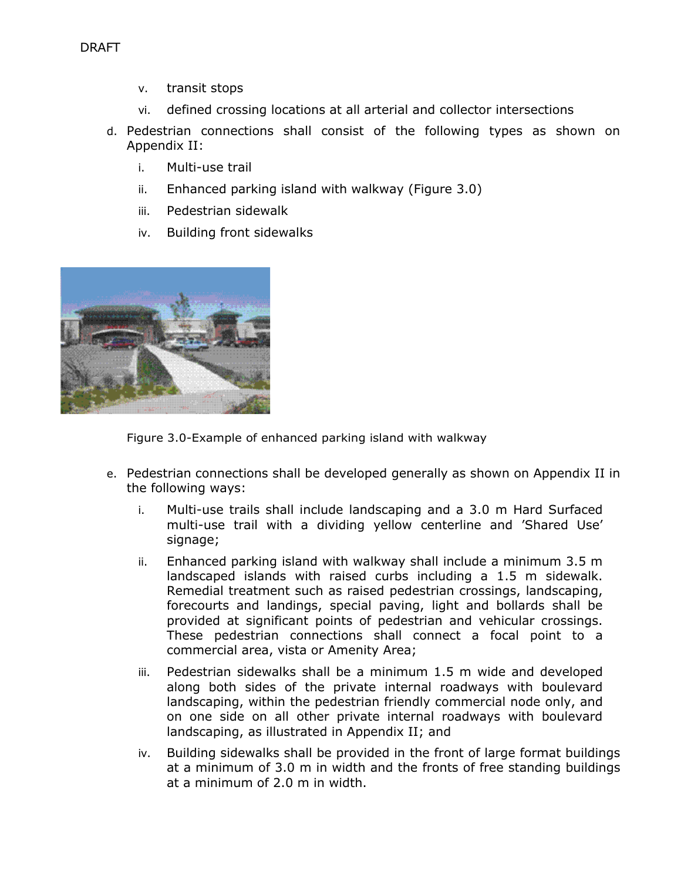v. transit stops

vi. defined crossing locations at all arterial and collector intersections

d. Pedestrian connections shall consist of the following types as shown on Appendix II:

   i. Multi-use trail

   ii. Enhanced parking island with walkway (Figure 3.0)

   iii. Pedestrian sidewalk

   iv. Building front sidewalks

Figure 3.0-Example of enhanced parking island with walkway

e. Pedestrian connections shall be developed generally as shown on Appendix II in the following ways:

   i. Multi-use trails shall include landscaping and a 3.0 m Hard Surfaced multi-use trail with a dividing yellow centerline and 'Shared Use' signage;

   ii. Enhanced parking island with walkway shall include a minimum 3.5 m landscaped islands with raised curbs including a 1.5 m sidewalk. Remedial treatment such as raised pedestrian crossings, landscaping, forecourts and landings, special paving, light and bollards shall be provided at significant points of pedestrian and vehicular crossings. These pedestrian connections shall connect a focal point to a commercial area, vista or Amenity Area;

   iii. Pedestrian sidewalks shall be a minimum 1.5 m wide and developed along both sides of the private internal roadways with boulevard landscaping, within the pedestrian friendly commercial node only, and on one side on all other private internal roadways with boulevard landscaping, as illustrated in Appendix II; and

   iv. Building sidewalks shall be provided in the front of large format buildings at a minimum of 3.0 m in width and the fronts of free standing buildings at a minimum of 2.0 m in width.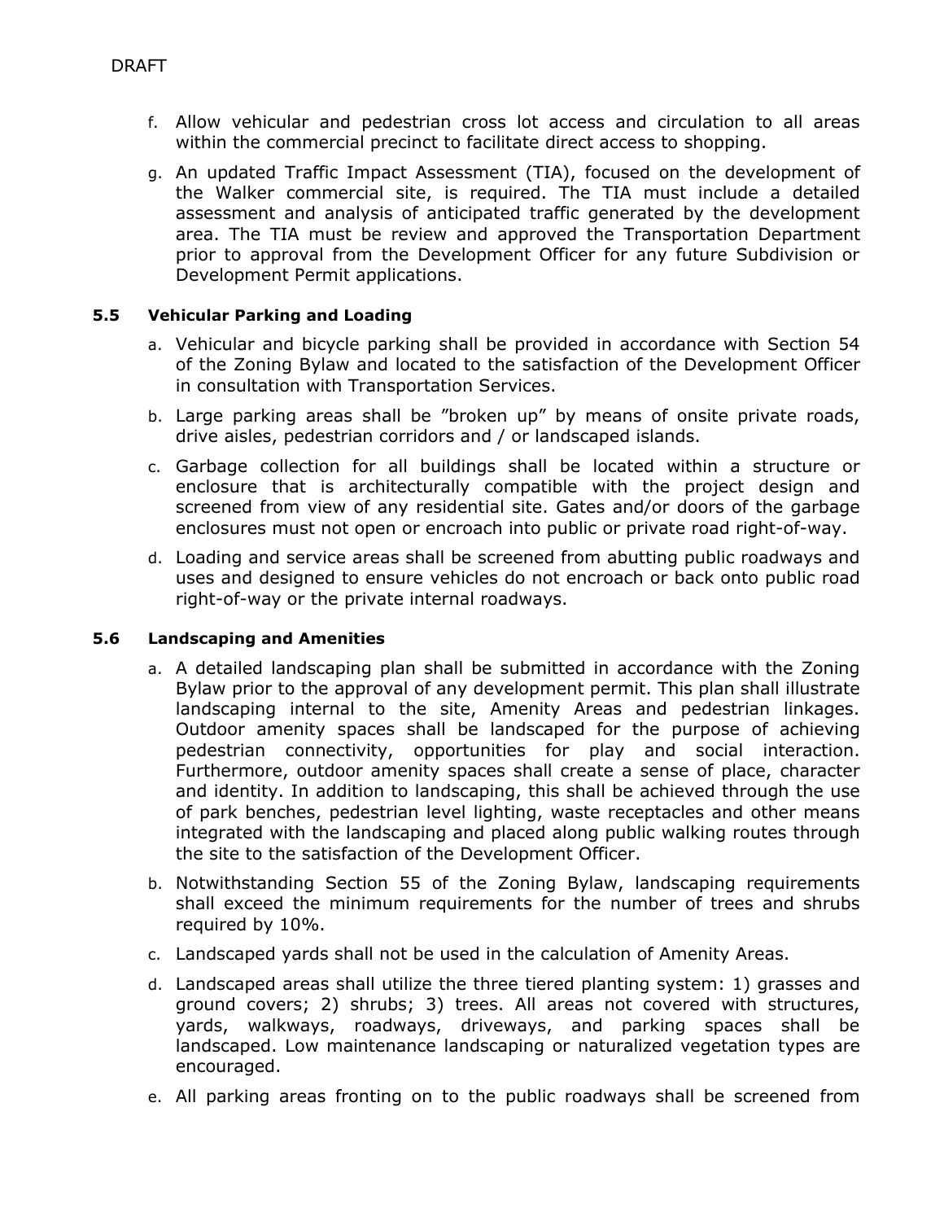DRAFT

f. Allow vehicular and pedestrian cross lot access and circulation to all areas within the commercial precinct to facilitate direct access to shopping.

g. An updated Traffic Impact Assessment (TIA), focused on the development of the Walker commercial site, is required. The TIA must include a detailed assessment and analysis of anticipated traffic generated by the development area. The TIA must be review and approved the Transportation Department prior to approval from the Development Officer for any future Subdivision or Development Permit applications.

### 5.5 Vehicular Parking and Loading

a. Vehicular and bicycle parking shall be provided in accordance with Section 54 of the Zoning Bylaw and located to the satisfaction of the Development Officer in consultation with Transportation Services.

b. Large parking areas shall be "broken up" by means of onsite private roads, drive aisles, pedestrian corridors and / or landscaped islands.

c. Garbage collection for all buildings shall be located within a structure or enclosure that is architecturally compatible with the project design and screened from view of any residential site. Gates and/or doors of the garbage enclosures must not open or encroach into public or private road right-of-way.

d. Loading and service areas shall be screened from abutting public roadways and uses and designed to ensure vehicles do not encroach or back onto public road right-of-way or the private internal roadways.

### 5.6 Landscaping and Amenities

a. A detailed landscaping plan shall be submitted in accordance with the Zoning Bylaw prior to the approval of any development permit. This plan shall illustrate landscaping internal to the site, Amenity Areas and pedestrian linkages. Outdoor amenity spaces shall be landscaped for the purpose of achieving pedestrian connectivity, opportunities for play and social interaction. Furthermore, outdoor amenity spaces shall create a sense of place, character and identity. In addition to landscaping, this shall be achieved through the use of park benches, pedestrian level lighting, waste receptacles and other means integrated with the landscaping and placed along public walking routes through the site to the satisfaction of the Development Officer.

b. Notwithstanding Section 55 of the Zoning Bylaw, landscaping requirements shall exceed the minimum requirements for the number of trees and shrubs required by 10%.

c. Landscaped yards shall not be used in the calculation of Amenity Areas.

d. Landscaped areas shall utilize the three tiered planting system: 1) grasses and ground covers; 2) shrubs; 3) trees. All areas not covered with structures, yards, walkways, roadways, driveways, and parking spaces shall be landscaped. Low maintenance landscaping or naturalized vegetation types are encouraged.

e. All parking areas fronting on to the public roadways shall be screened from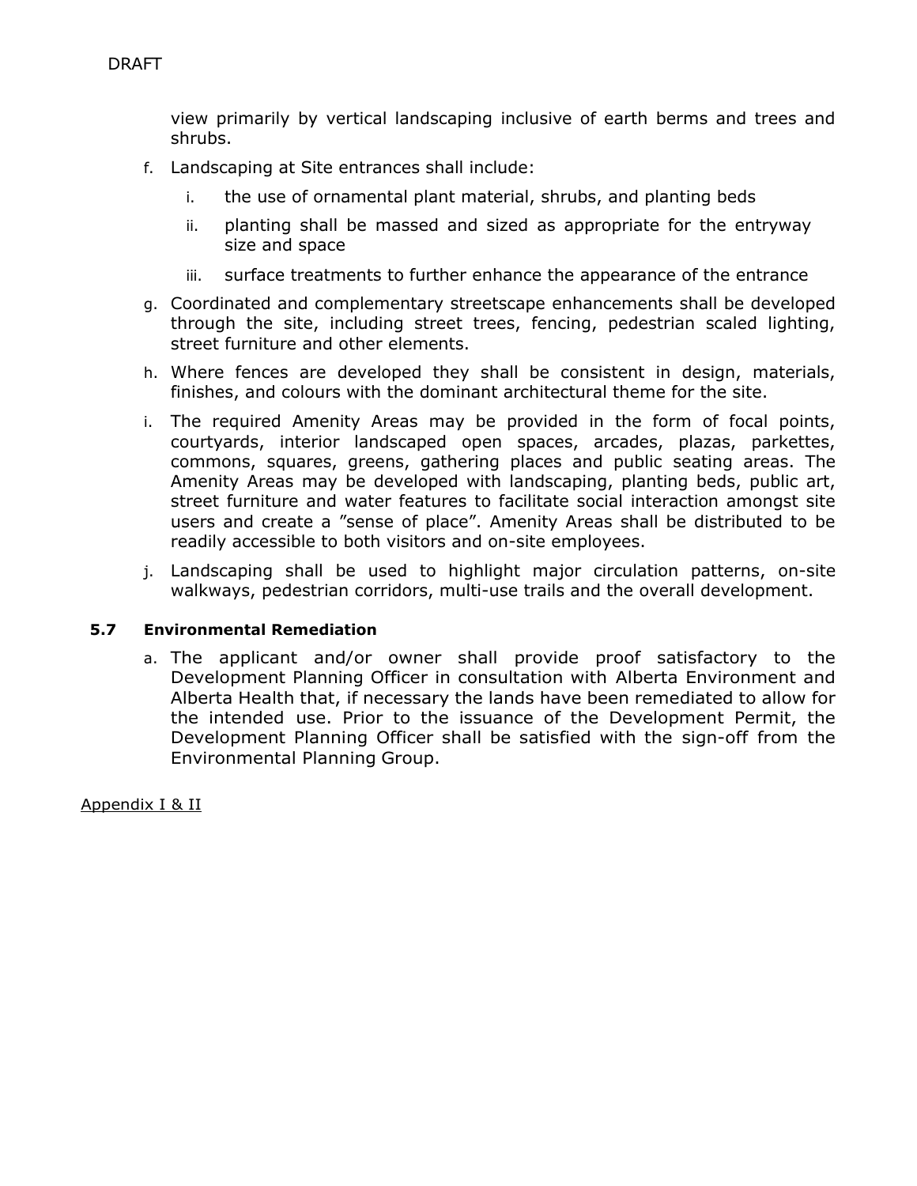DRAFT

view primarily by vertical landscaping inclusive of earth berms and trees and shrubs.

f. Landscaping at Site entrances shall include:

   i. the use of ornamental plant material, shrubs, and planting beds

   ii. planting shall be massed and sized as appropriate for the entryway size and space

   iii. surface treatments to further enhance the appearance of the entrance

g. Coordinated and complementary streetscape enhancements shall be developed through the site, including street trees, fencing, pedestrian scaled lighting, street furniture and other elements.

h. Where fences are developed they shall be consistent in design, materials, finishes, and colours with the dominant architectural theme for the site.

i. The required Amenity Areas may be provided in the form of focal points, courtyards, interior landscaped open spaces, arcades, plazas, parkettes, commons, squares, greens, gathering places and public seating areas. The Amenity Areas may be developed with landscaping, planting beds, public art, street furniture and water features to facilitate social interaction amongst site users and create a "sense of place". Amenity Areas shall be distributed to be readily accessible to both visitors and on-site employees.

j. Landscaping shall be used to highlight major circulation patterns, on-site walkways, pedestrian corridors, multi-use trails and the overall development.

### 5.7 Environmental Remediation

a. The applicant and/or owner shall provide proof satisfactory to the Development Planning Officer in consultation with Alberta Environment and Alberta Health that, if necessary the lands have been remediated to allow for the intended use. Prior to the issuance of the Development Permit, the Development Planning Officer shall be satisfied with the sign-off from the Environmental Planning Group.

Appendix I & II